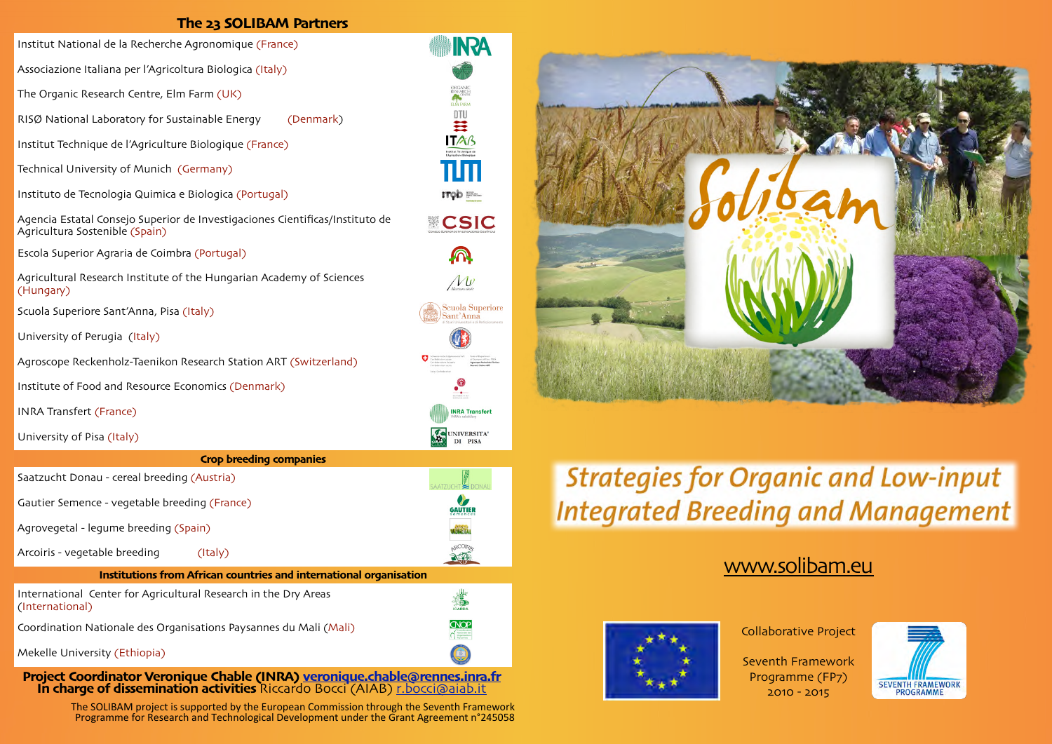## The 23 SOLIBAM Partners

- Institut National de la Recherche Agronomique (France)
- Associazione Italiana per l'Agricoltura Biologica (Italy)
- The Organic Research Centre, Elm Farm (UK)
- RISØ National Laboratory for Sustainable Energy (Denmark)
- Institut Technique de l'Agriculture Biologique (France)
- Technical University of Munich (Germany)
- Instituto de Tecnologia Quimica e Biologica (Portugal)
- Agencia Estatal Consejo Superior de Investigaciones Cientificas/Instituto de Agricultura Sostenible (Spain)
- Escola Superior Agraria de Coimbra (Portugal)
- Agricultural Research Institute of the Hungarian Academy of Sciences (Hungary)
- Scuola Superiore Sant'Anna, Pisa (Italy)
- University of Perugia (Italy)
- Agroscope Reckenholz-Taenikon Research Station ART (Switzerland)
- Institute of Food and Resource Economics (Denmark)
- INRA Transfert (France)
- University of Pisa (Italy)

### Crop breeding companies

- Saatzucht Donau - cereal breeding (Austria)
- Gautier Semence - vegetable breeding (France)
- Agrovegetal - legume breeding (Spain)
- Arcoiris - vegetable breeding (Italy)

### Institutions from African countries and international organisation

- International Center for Agricultural Research in the Dry Areas (International)
- Coordination Nationale des Organisations Paysannes du Mali (Mali)
- Mekelle University (Ethiopia)

**Project Coordinator Veronique Chable (INRA) veronique.chable@rennes.inra.fr**
**In charge of dissemination activities** Riccardo Bocci (AIAB) r.bocci@aiab.it

The SOLIBAM project is supported by the European Commission through the Seventh Framework Programme for Research and Technological Development under the Grant Agreement n°245058

# Solibam

## Strategies for Organic and Low-input Integrated Breeding and Management

www.solibam.eu

Collaborative Project

Seventh Framework Programme (FP7)
2010 - 2015

SEVENTH FRAMEWORK PROGRAMME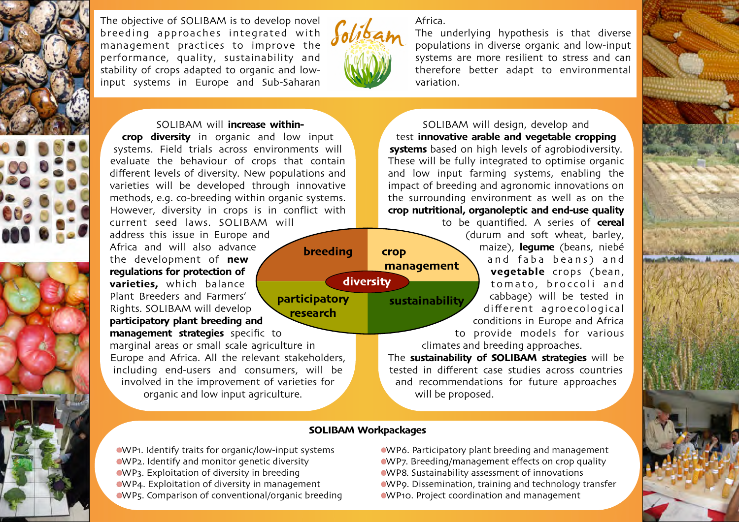The objective of SOLIBAM is to develop novel breeding approaches integrated with management practices to improve the performance, quality, sustainability and stability of crops adapted to organic and low-input systems in Europe and Sub-Saharan Africa.

The underlying hypothesis is that diverse populations in diverse organic and low-input systems are more resilient to stress and can therefore better adapt to environmental variation.

SOLIBAM will **increase within-crop diversity** in organic and low input systems. Field trials across environments will evaluate the behaviour of crops that contain different levels of diversity. New populations and varieties will be developed through innovative methods, e.g. co-breeding within organic systems. However, diversity in crops is in conflict with current seed laws. SOLIBAM will address this issue in Europe and Africa and will also advance the development of **new regulations for protection of varieties,** which balance Plant Breeders and Farmers' Rights. SOLIBAM will develop **participatory plant breeding and management strategies** specific to marginal areas or small scale agriculture in Europe and Africa. All the relevant stakeholders, including end-users and consumers, will be involved in the improvement of varieties for organic and low input agriculture.

breeding

crop management

diversity

participatory research

sustainability

SOLIBAM will design, develop and test **innovative arable and vegetable cropping systems** based on high levels of agrobiodiversity. These will be fully integrated to optimise organic and low input farming systems, enabling the impact of breeding and agronomic innovations on the surrounding environment as well as on the **crop nutritional, organoleptic and end-use quality** to be quantified. A series of **cereal** (durum and soft wheat, barley, maize), **legume** (beans, niebé and faba beans) and **vegetable** crops (bean, tomato, broccoli and cabbage) will be tested in different agroecological conditions in Europe and Africa to provide models for various climates and breeding approaches.

The **sustainability of SOLIBAM strategies** will be tested in different case studies across countries and recommendations for future approaches will be proposed.

**SOLIBAM Workpackages**

- WP1. Identify traits for organic/low-input systems
- WP2. Identify and monitor genetic diversity
- WP3. Exploitation of diversity in breeding
- WP4. Exploitation of diversity in management
- WP5. Comparison of conventional/organic breeding
- WP6. Participatory plant breeding and management
- WP7. Breeding/management effects on crop quality
- WP8. Sustainability assessment of innovations
- WP9. Dissemination, training and technology transfer
- WP10. Project coordination and management